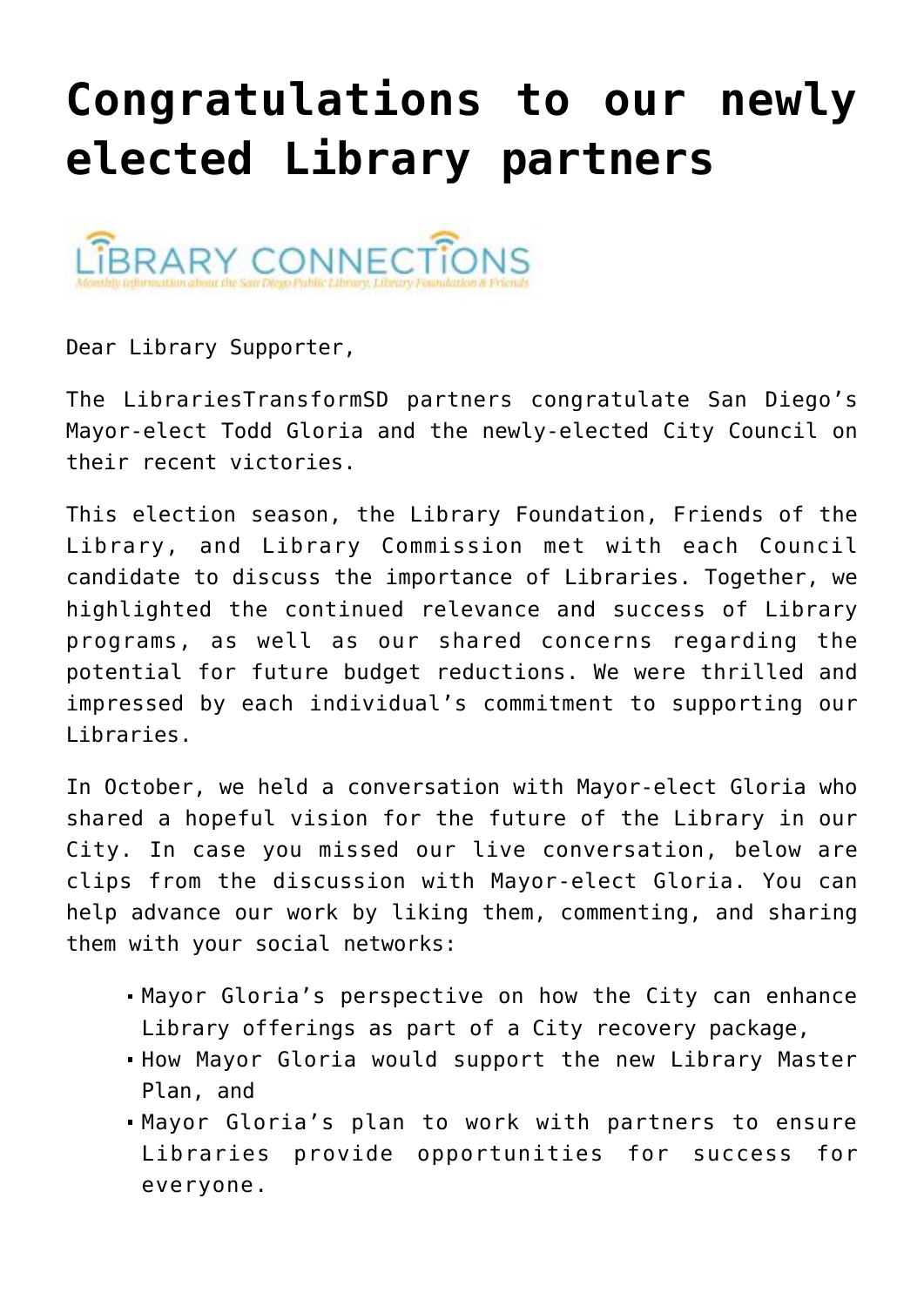# Congratulations to our newly elected Library partners

Dear Library Supporter,

The LibrariesTransformSD partners congratulate San Diego's Mayor-elect Todd Gloria and the newly-elected City Council on their recent victories.

This election season, the Library Foundation, Friends of the Library, and Library Commission met with each Council candidate to discuss the importance of Libraries. Together, we highlighted the continued relevance and success of Library programs, as well as our shared concerns regarding the potential for future budget reductions. We were thrilled and impressed by each individual's commitment to supporting our Libraries.

In October, we held a conversation with Mayor-elect Gloria who shared a hopeful vision for the future of the Library in our City. In case you missed our live conversation, below are clips from the discussion with Mayor-elect Gloria. You can help advance our work by liking them, commenting, and sharing them with your social networks:

- Mayor Gloria's perspective on how the City can enhance Library offerings as part of a City recovery package,
- How Mayor Gloria would support the new Library Master Plan, and
- Mayor Gloria's plan to work with partners to ensure Libraries provide opportunities for success for everyone.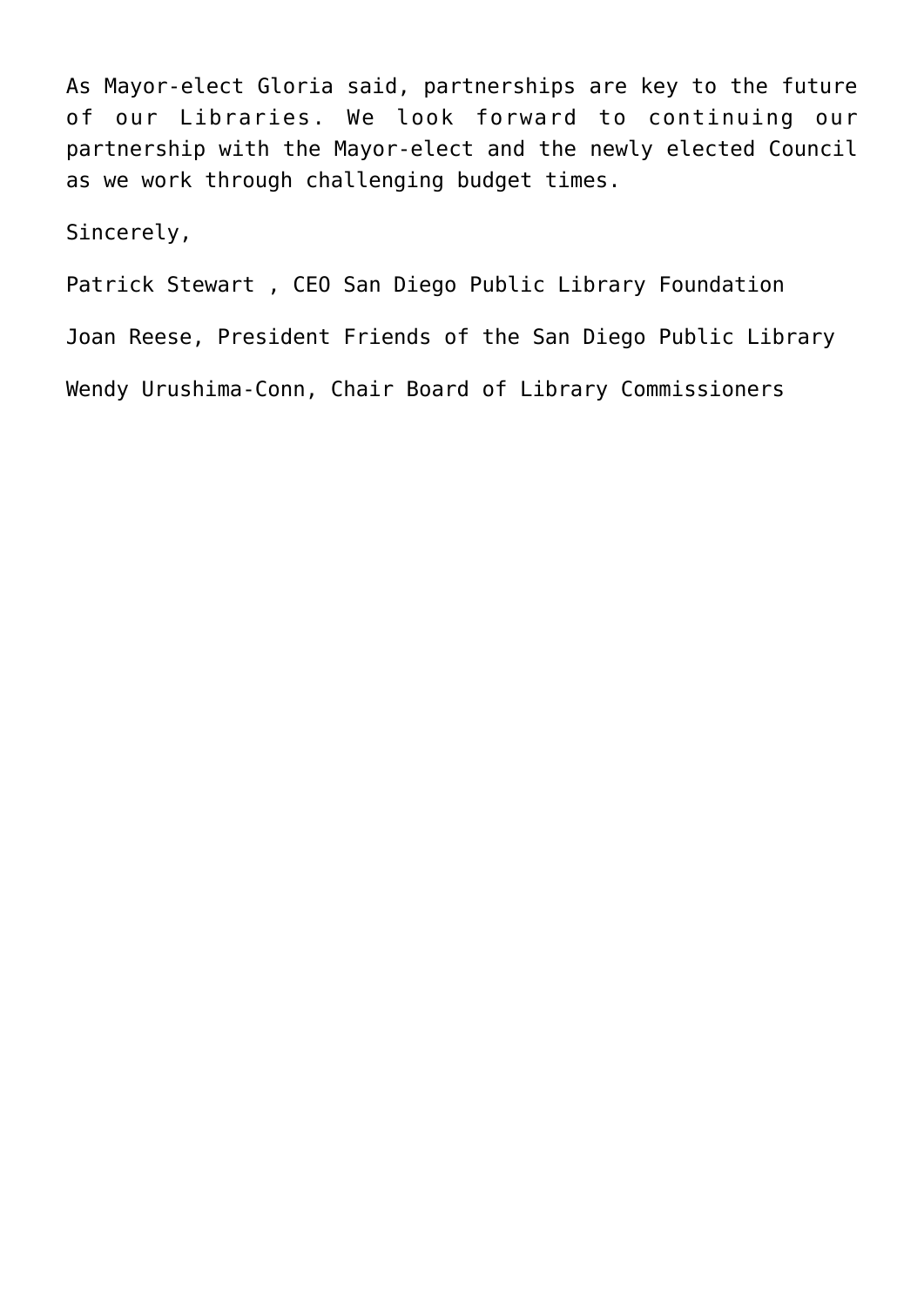As Mayor-elect Gloria said, partnerships are key to the future of our Libraries. We look forward to continuing our partnership with the Mayor-elect and the newly elected Council as we work through challenging budget times.

Sincerely,

Patrick Stewart , CEO San Diego Public Library Foundation

Joan Reese, President Friends of the San Diego Public Library

Wendy Urushima-Conn, Chair Board of Library Commissioners